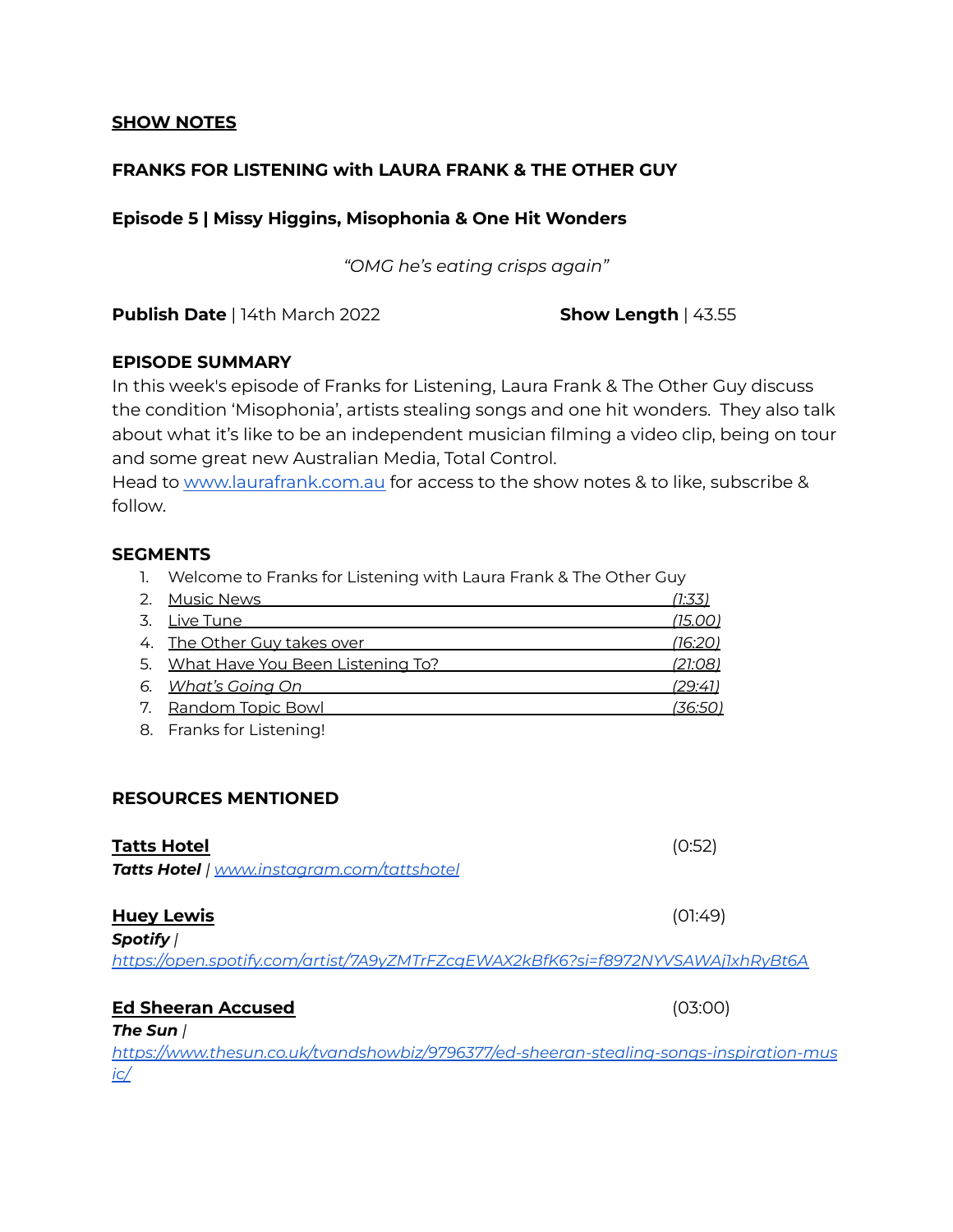## SHOW NOTES

### FRANKS FOR LISTENING with LAURA FRANK & THE OTHER GUY

### Episode 5 | Missy Higgins, Misophonia & One Hit Wonders

*"OMG he's eating crisps again"*

**Publish Date** | 14th March 2022 **Show Length** | 43.55

### EPISODE SUMMARY

In this week's episode of Franks for Listening, Laura Frank & The Other Guy discuss the condition 'Misophonia', artists stealing songs and one hit wonders. They also talk about what it's like to be an independent musician filming a video clip, being on tour and some great new Australian Media, Total Control.
Head to [www.laurafrank.com.au](www.laurafrank.com.au) for access to the show notes & to like, subscribe & follow.

### SEGMENTS

1. Welcome to Franks for Listening with Laura Frank & The Other Guy
2. Music News *(1:33)*
3. Live Tune *(15.00)*
4. The Other Guy takes over *(16:20)*
5. What Have You Been Listening To? *(21:08)*
6. *What's Going On* *(29:41)*
7. Random Topic Bowl *(36:50)*
8. Franks for Listening!

### RESOURCES MENTIONED

**Tatts Hotel** (0:52)
***Tatts Hotel*** | *[www.instagram.com/tattshotel](www.instagram.com/tattshotel)*

**Huey Lewis** (01:49)
***Spotify*** |
*[https://open.spotify.com/artist/7A9yZMTrFZcgEWAX2kBfK6?si=f8972NYVSAWAj1xhRyBt6A](https://open.spotify.com/artist/7A9yZMTrFZcgEWAX2kBfK6?si=f8972NYVSAWAj1xhRyBt6A)*

**Ed Sheeran Accused** (03:00)
***The Sun*** |
*[https://www.thesun.co.uk/tvandshowbiz/9796377/ed-sheeran-stealing-songs-inspiration-music/](https://www.thesun.co.uk/tvandshowbiz/9796377/ed-sheeran-stealing-songs-inspiration-music/)*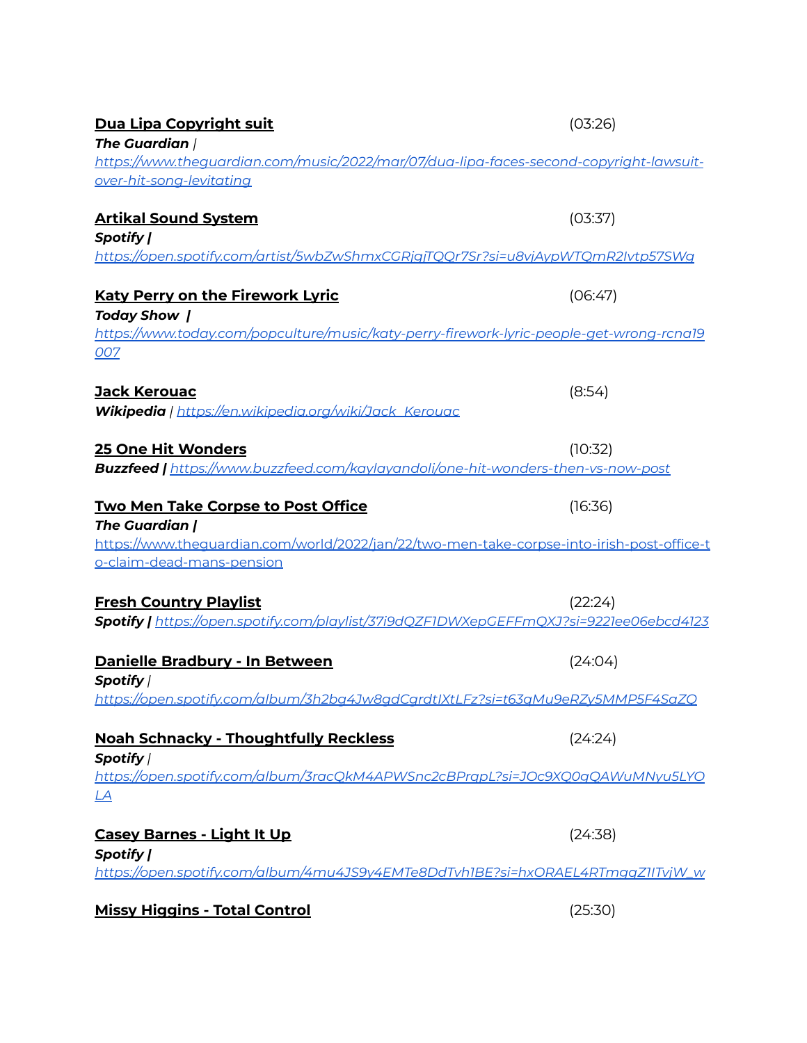**Dua Lipa Copyright suit** (03:26)
***The Guardian*** | *https://www.theguardian.com/music/2022/mar/07/dua-lipa-faces-second-copyright-lawsuit-over-hit-song-levitating*

**Artikal Sound System** (03:37)
***Spotify |*** *https://open.spotify.com/artist/5wbZwShmxCGRjgjTQQr7Sr?si=u8vjAypWTQmR2Ivtp57SWg*

**Katy Perry on the Firework Lyric** (06:47)
***Today Show |*** *https://www.today.com/popculture/music/katy-perry-firework-lyric-people-get-wrong-rcna19007*

**Jack Kerouac** (8:54)
***Wikipedia*** | *https://en.wikipedia.org/wiki/Jack_Kerouac*

**25 One Hit Wonders** (10:32)
***Buzzfeed |*** *https://www.buzzfeed.com/kaylayandoli/one-hit-wonders-then-vs-now-post*

**Two Men Take Corpse to Post Office** (16:36)
***The Guardian |*** https://www.theguardian.com/world/2022/jan/22/two-men-take-corpse-into-irish-post-office-to-claim-dead-mans-pension

**Fresh Country Playlist** (22:24)
***Spotify |*** *https://open.spotify.com/playlist/37i9dQZF1DWXepGEFFmQXJ?si=9221ee06ebcd4123*

**Danielle Bradbury - In Between** (24:04)
***Spotify*** | *https://open.spotify.com/album/3h2bg4Jw8gdCgrdtIXtLFz?si=t63gMu9eRZy5MMP5F4SaZQ*

**Noah Schnacky - Thoughtfully Reckless** (24:24)
***Spotify*** | *https://open.spotify.com/album/3racQkM4APWSnc2cBPrqpL?si=JOc9XQ0gQAWuMNyu5LYOLA*

**Casey Barnes - Light It Up** (24:38)
***Spotify |*** *https://open.spotify.com/album/4mu4JS9y4EMTe8DdTvh1BE?si=hxORAEL4RTmggZ1ITvjW_w*

**Missy Higgins - Total Control** (25:30)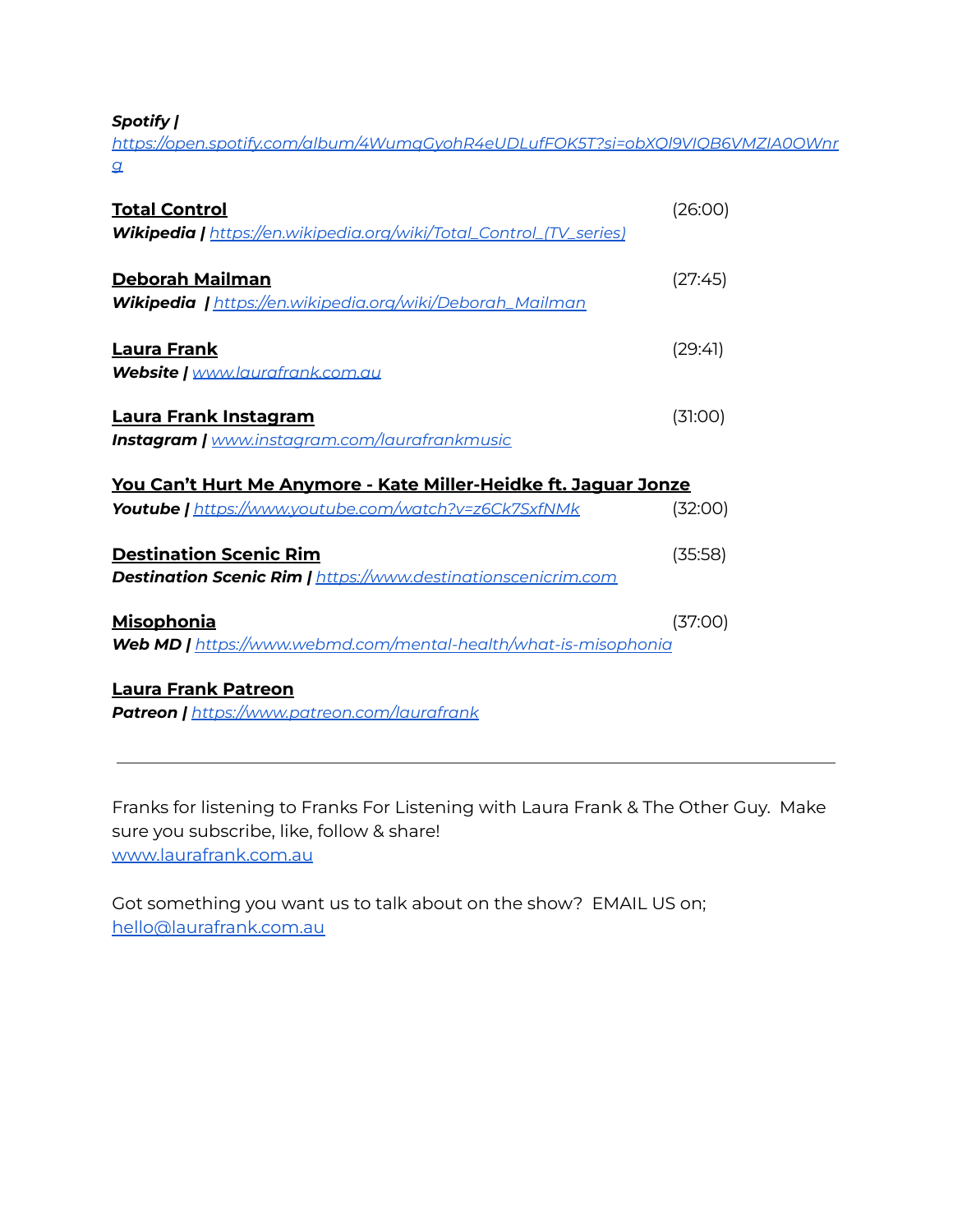***Spotify |*** *https://open.spotify.com/album/4WumqGyohR4eUDLufFOK5T?si=obXQl9VIQB6VMZIA0OWnrg*

**Total Control** (26:00)
***Wikipedia |*** *https://en.wikipedia.org/wiki/Total_Control_(TV_series)*

**Deborah Mailman** (27:45)
***Wikipedia |*** *https://en.wikipedia.org/wiki/Deborah_Mailman*

**Laura Frank** (29:41)
***Website |*** *www.laurafrank.com.au*

**Laura Frank Instagram** (31:00)
***Instagram |*** *www.instagram.com/laurafrankmusic*

**You Can't Hurt Me Anymore - Kate Miller-Heidke ft. Jaguar Jonze**
***Youtube |*** *https://www.youtube.com/watch?v=z6Ck7SxfNMk* (32:00)

**Destination Scenic Rim** (35:58)
***Destination Scenic Rim |*** *https://www.destinationscenicrim.com*

**Misophonia** (37:00)
***Web MD |*** *https://www.webmd.com/mental-health/what-is-misophonia*

**Laura Frank Patreon**
***Patreon |*** *https://www.patreon.com/laurafrank*

---

Franks for listening to Franks For Listening with Laura Frank & The Other Guy. Make sure you subscribe, like, follow & share!
www.laurafrank.com.au

Got something you want us to talk about on the show? EMAIL US on;
hello@laurafrank.com.au